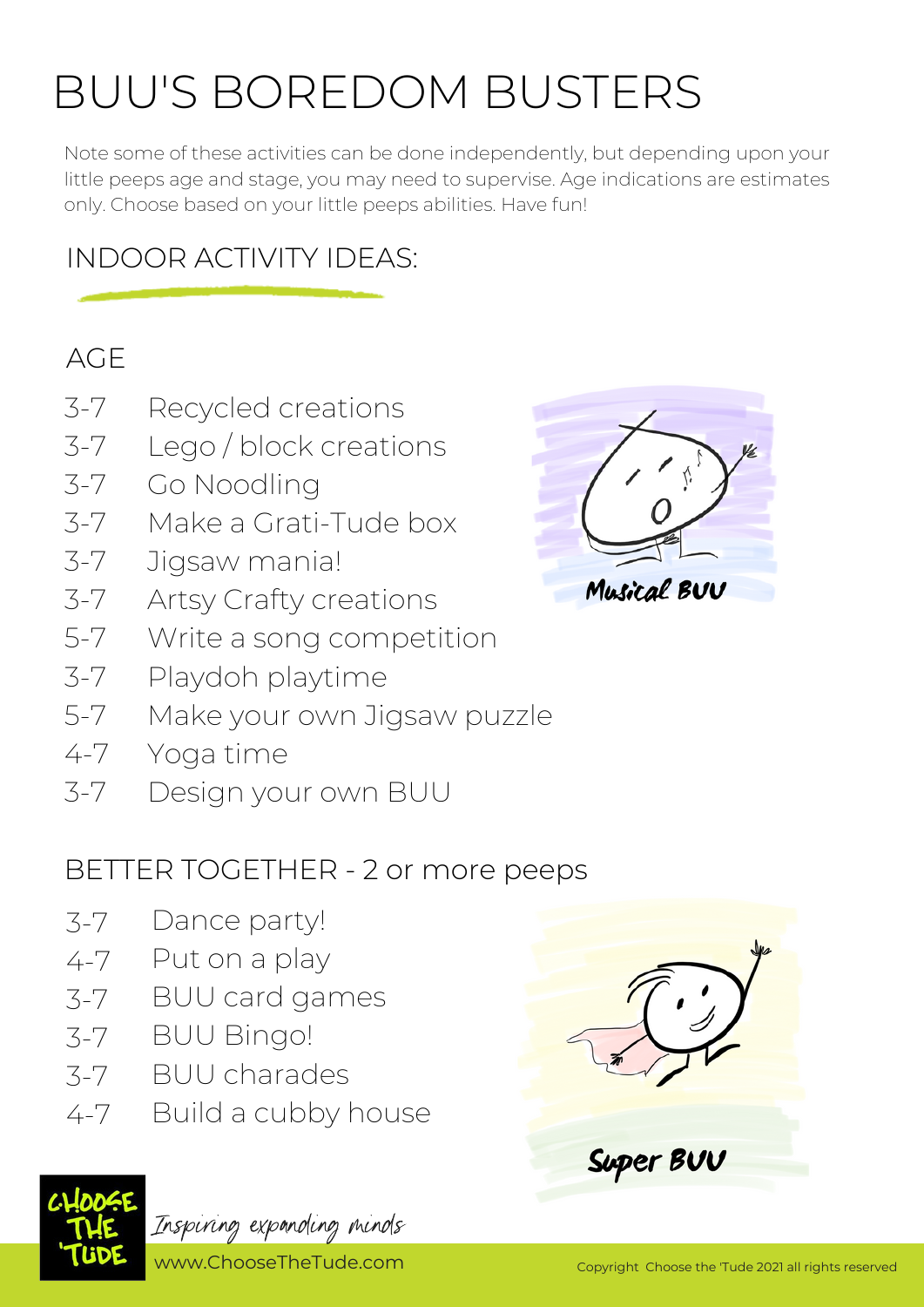# BUU'S BOREDOM BUSTERS

Note some of these activities can be done independently, but depending upon your little peeps age and stage, you may need to supervise. Age indications are estimates only. Choose based on your little peeps abilities. Have fun!

## INDOOR ACTIVITY IDEAS:

| AGE | |
|---|---|
| 3-7 | Recycled creations |
| 3-7 | Lego / block creations |
| 3-7 | Go Noodling |
| 3-7 | Make a Grati-Tude box |
| 3-7 | Jigsaw mania! |
| 3-7 | Artsy Crafty creations |
| 5-7 | Write a song competition |
| 3-7 | Playdoh playtime |
| 5-7 | Make your own Jigsaw puzzle |
| 4-7 | Yoga time |
| 3-7 | Design your own BUU |

Musical BUU

## BETTER TOGETHER - 2 or more peeps

| | |
|---|---|
| 3-7 | Dance party! |
| 4-7 | Put on a play |
| 3-7 | BUU card games |
| 3-7 | BUU Bingo! |
| 3-7 | BUU charades |
| 4-7 | Build a cubby house |

Super BUU

CHOOSE THE 'TUDE

*Inspiring expanding minds*

www.ChooseTheTude.com

Copyright Choose the 'Tude 2021 all rights reserved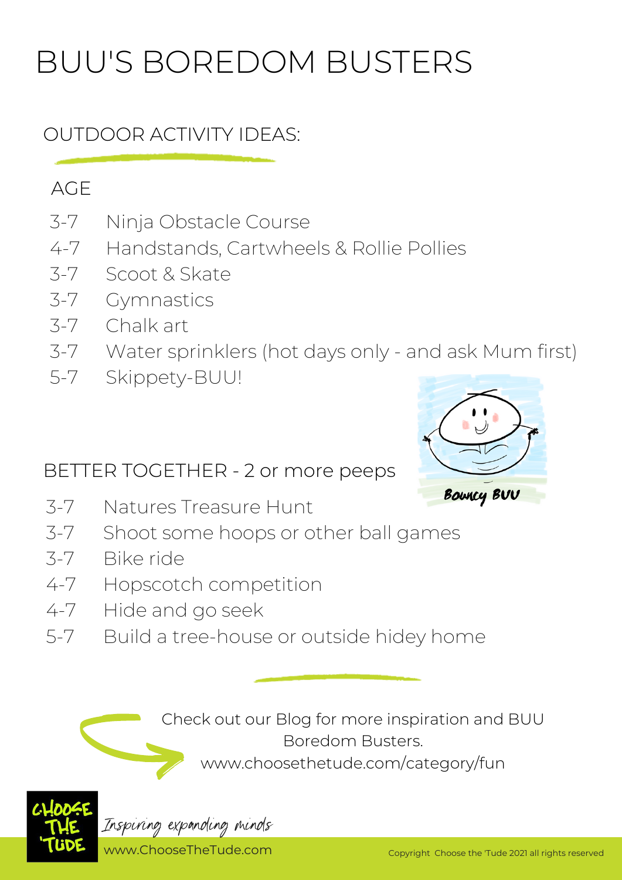# BUU'S BOREDOM BUSTERS

## OUTDOOR ACTIVITY IDEAS:

| AGE | |
|---|---|
| 3-7 | Ninja Obstacle Course |
| 4-7 | Handstands, Cartwheels & Rollie Pollies |
| 3-7 | Scoot & Skate |
| 3-7 | Gymnastics |
| 3-7 | Chalk art |
| 3-7 | Water sprinklers (hot days only - and ask Mum first) |
| 5-7 | Skippety-BUU! |

Bouncy BUU

## BETTER TOGETHER - 2 or more peeps

| | |
|---|---|
| 3-7 | Natures Treasure Hunt |
| 3-7 | Shoot some hoops or other ball games |
| 3-7 | Bike ride |
| 4-7 | Hopscotch competition |
| 4-7 | Hide and go seek |
| 5-7 | Build a tree-house or outside hidey home |

Check out our Blog for more inspiration and BUU Boredom Busters.
www.choosethetude.com/category/fun

CHOOSE THE 'TUDE

*Inspiring expanding minds*

www.ChooseTheTude.com

Copyright Choose the 'Tude 2021 all rights reserved